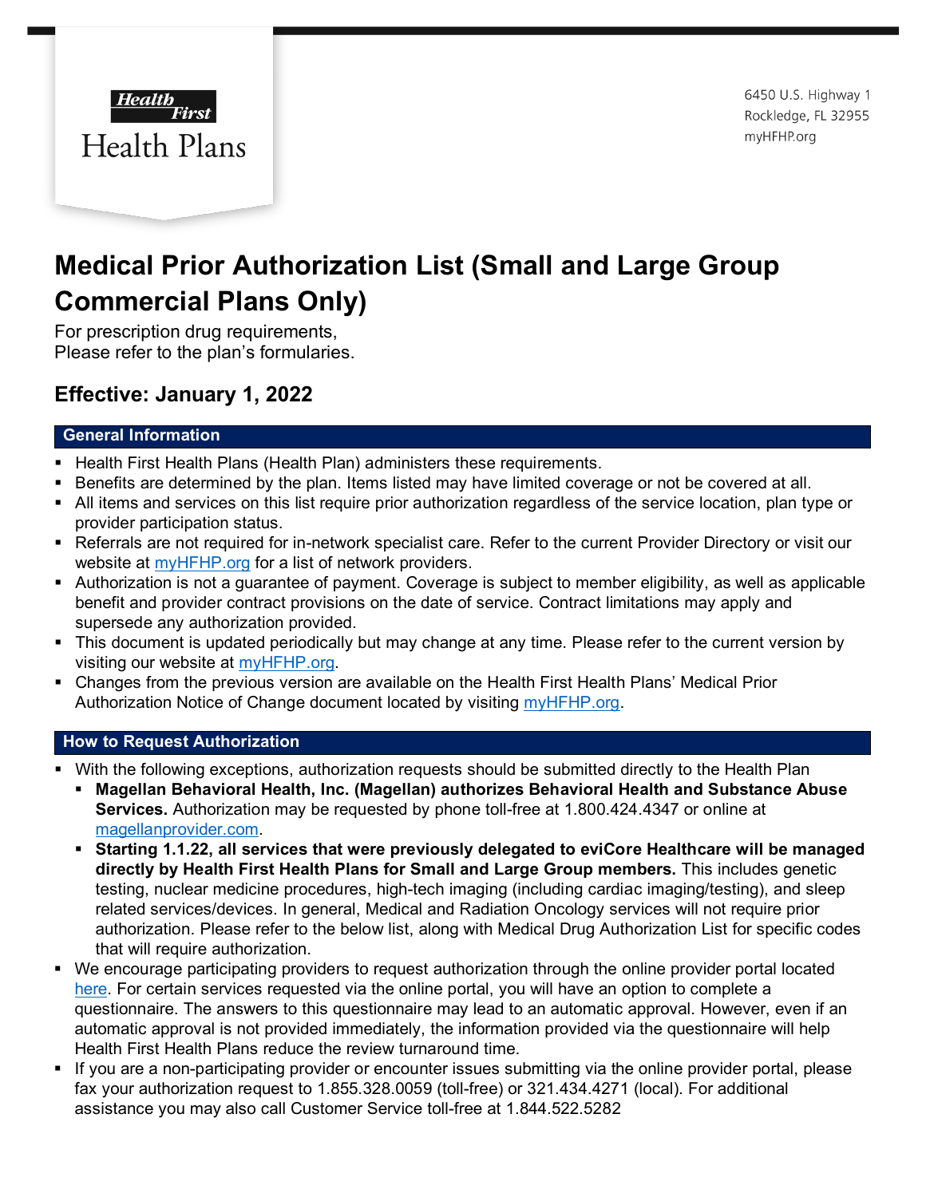Health First

Health Plans

6450 U.S. Highway 1
Rockledge, FL 32955
myHFHP.org

# Medical Prior Authorization List (Small and Large Group Commercial Plans Only)

For prescription drug requirements,
Please refer to the plan's formularies.

## Effective: January 1, 2022

### General Information

- Health First Health Plans (Health Plan) administers these requirements.
- Benefits are determined by the plan. Items listed may have limited coverage or not be covered at all.
- All items and services on this list require prior authorization regardless of the service location, plan type or provider participation status.
- Referrals are not required for in-network specialist care. Refer to the current Provider Directory or visit our website at myHFHP.org for a list of network providers.
- Authorization is not a guarantee of payment. Coverage is subject to member eligibility, as well as applicable benefit and provider contract provisions on the date of service. Contract limitations may apply and supersede any authorization provided.
- This document is updated periodically but may change at any time. Please refer to the current version by visiting our website at myHFHP.org.
- Changes from the previous version are available on the Health First Health Plans' Medical Prior Authorization Notice of Change document located by visiting myHFHP.org.

### How to Request Authorization

- With the following exceptions, authorization requests should be submitted directly to the Health Plan
  - **Magellan Behavioral Health, Inc. (Magellan) authorizes Behavioral Health and Substance Abuse Services.** Authorization may be requested by phone toll-free at 1.800.424.4347 or online at magellanprovider.com.
  - **Starting 1.1.22, all services that were previously delegated to eviCore Healthcare will be managed directly by Health First Health Plans for Small and Large Group members.** This includes genetic testing, nuclear medicine procedures, high-tech imaging (including cardiac imaging/testing), and sleep related services/devices. In general, Medical and Radiation Oncology services will not require prior authorization. Please refer to the below list, along with Medical Drug Authorization List for specific codes that will require authorization.
- We encourage participating providers to request authorization through the online provider portal located here. For certain services requested via the online portal, you will have an option to complete a questionnaire. The answers to this questionnaire may lead to an automatic approval. However, even if an automatic approval is not provided immediately, the information provided via the questionnaire will help Health First Health Plans reduce the review turnaround time.
- If you are a non-participating provider or encounter issues submitting via the online provider portal, please fax your authorization request to 1.855.328.0059 (toll-free) or 321.434.4271 (local). For additional assistance you may also call Customer Service toll-free at 1.844.522.5282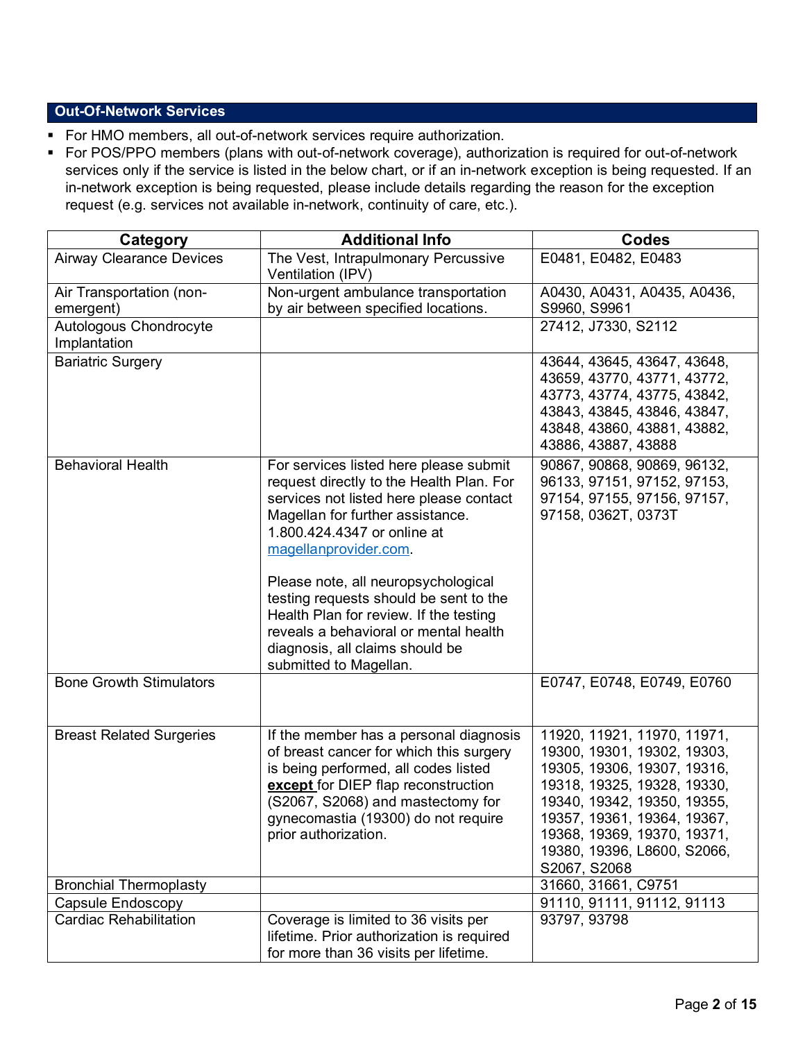## Out-Of-Network Services

- For HMO members, all out-of-network services require authorization.
- For POS/PPO members (plans with out-of-network coverage), authorization is required for out-of-network services only if the service is listed in the below chart, or if an in-network exception is being requested. If an in-network exception is being requested, please include details regarding the reason for the exception request (e.g. services not available in-network, continuity of care, etc.).

| Category | Additional Info | Codes |
|---|---|---|
| Airway Clearance Devices | The Vest, Intrapulmonary Percussive Ventilation (IPV) | E0481, E0482, E0483 |
| Air Transportation (non-emergent) | Non-urgent ambulance transportation by air between specified locations. | A0430, A0431, A0435, A0436, S9960, S9961 |
| Autologous Chondrocyte Implantation | | 27412, J7330, S2112 |
| Bariatric Surgery | | 43644, 43645, 43647, 43648, 43659, 43770, 43771, 43772, 43773, 43774, 43775, 43842, 43843, 43845, 43846, 43847, 43848, 43860, 43881, 43882, 43886, 43887, 43888 |
| Behavioral Health | For services listed here please submit request directly to the Health Plan. For services not listed here please contact Magellan for further assistance. 1.800.424.4347 or online at magellanprovider.com.<br><br>Please note, all neuropsychological testing requests should be sent to the Health Plan for review. If the testing reveals a behavioral or mental health diagnosis, all claims should be submitted to Magellan. | 90867, 90868, 90869, 96132, 96133, 97151, 97152, 97153, 97154, 97155, 97156, 97157, 97158, 0362T, 0373T |
| Bone Growth Stimulators | | E0747, E0748, E0749, E0760 |
| Breast Related Surgeries | If the member has a personal diagnosis of breast cancer for which this surgery is being performed, all codes listed **except** for DIEP flap reconstruction (S2067, S2068) and mastectomy for gynecomastia (19300) do not require prior authorization. | 11920, 11921, 11970, 11971, 19300, 19301, 19302, 19303, 19305, 19306, 19307, 19316, 19318, 19325, 19328, 19330, 19340, 19342, 19350, 19355, 19357, 19361, 19364, 19367, 19368, 19369, 19370, 19371, 19380, 19396, L8600, S2066, S2067, S2068 |
| Bronchial Thermoplasty | | 31660, 31661, C9751 |
| Capsule Endoscopy | | 91110, 91111, 91112, 91113 |
| Cardiac Rehabilitation | Coverage is limited to 36 visits per lifetime. Prior authorization is required for more than 36 visits per lifetime. | 93797, 93798 |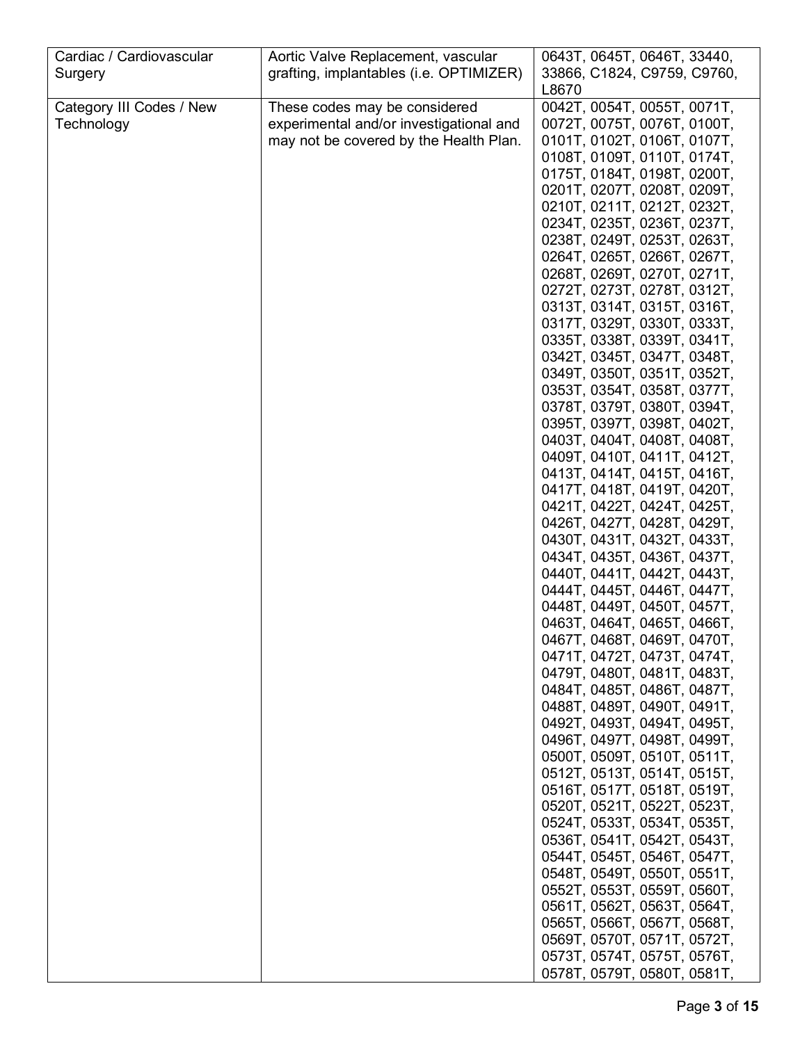| | | |
|---|---|---|
| Cardiac / Cardiovascular Surgery | Aortic Valve Replacement, vascular grafting, implantables (i.e. OPTIMIZER) | 0643T, 0645T, 0646T, 33440, 33866, C1824, C9759, C9760, L8670 |
| Category III Codes / New Technology | These codes may be considered experimental and/or investigational and may not be covered by the Health Plan. | 0042T, 0054T, 0055T, 0071T, 0072T, 0075T, 0076T, 0100T, 0101T, 0102T, 0106T, 0107T, 0108T, 0109T, 0110T, 0174T, 0175T, 0184T, 0198T, 0200T, 0201T, 0207T, 0208T, 0209T, 0210T, 0211T, 0212T, 0232T, 0234T, 0235T, 0236T, 0237T, 0238T, 0249T, 0253T, 0263T, 0264T, 0265T, 0266T, 0267T, 0268T, 0269T, 0270T, 0271T, 0272T, 0273T, 0278T, 0312T, 0313T, 0314T, 0315T, 0316T, 0317T, 0329T, 0330T, 0333T, 0335T, 0338T, 0339T, 0341T, 0342T, 0345T, 0347T, 0348T, 0349T, 0350T, 0351T, 0352T, 0353T, 0354T, 0358T, 0377T, 0378T, 0379T, 0380T, 0394T, 0395T, 0397T, 0398T, 0402T, 0403T, 0404T, 0408T, 0408T, 0409T, 0410T, 0411T, 0412T, 0413T, 0414T, 0415T, 0416T, 0417T, 0418T, 0419T, 0420T, 0421T, 0422T, 0424T, 0425T, 0426T, 0427T, 0428T, 0429T, 0430T, 0431T, 0432T, 0433T, 0434T, 0435T, 0436T, 0437T, 0440T, 0441T, 0442T, 0443T, 0444T, 0445T, 0446T, 0447T, 0448T, 0449T, 0450T, 0457T, 0463T, 0464T, 0465T, 0466T, 0467T, 0468T, 0469T, 0470T, 0471T, 0472T, 0473T, 0474T, 0479T, 0480T, 0481T, 0483T, 0484T, 0485T, 0486T, 0487T, 0488T, 0489T, 0490T, 0491T, 0492T, 0493T, 0494T, 0495T, 0496T, 0497T, 0498T, 0499T, 0500T, 0509T, 0510T, 0511T, 0512T, 0513T, 0514T, 0515T, 0516T, 0517T, 0518T, 0519T, 0520T, 0521T, 0522T, 0523T, 0524T, 0533T, 0534T, 0535T, 0536T, 0541T, 0542T, 0543T, 0544T, 0545T, 0546T, 0547T, 0548T, 0549T, 0550T, 0551T, 0552T, 0553T, 0559T, 0560T, 0561T, 0562T, 0563T, 0564T, 0565T, 0566T, 0567T, 0568T, 0569T, 0570T, 0571T, 0572T, 0573T, 0574T, 0575T, 0576T, 0578T, 0579T, 0580T, 0581T, |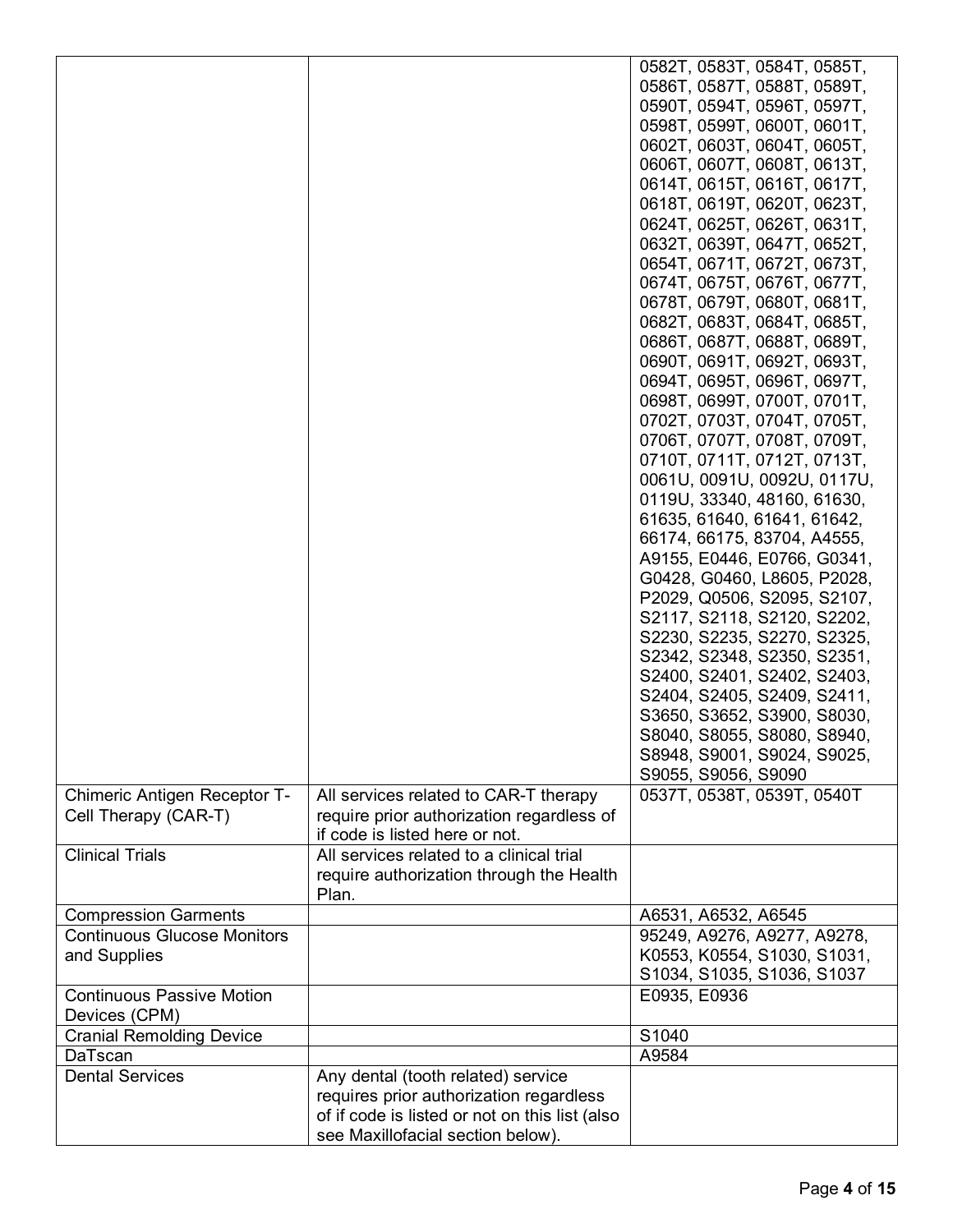| | | |
|---|---|---|
| | | 0582T, 0583T, 0584T, 0585T, 0586T, 0587T, 0588T, 0589T, 0590T, 0594T, 0596T, 0597T, 0598T, 0599T, 0600T, 0601T, 0602T, 0603T, 0604T, 0605T, 0606T, 0607T, 0608T, 0613T, 0614T, 0615T, 0616T, 0617T, 0618T, 0619T, 0620T, 0623T, 0624T, 0625T, 0626T, 0631T, 0632T, 0639T, 0647T, 0652T, 0654T, 0671T, 0672T, 0673T, 0674T, 0675T, 0676T, 0677T, 0678T, 0679T, 0680T, 0681T, 0682T, 0683T, 0684T, 0685T, 0686T, 0687T, 0688T, 0689T, 0690T, 0691T, 0692T, 0693T, 0694T, 0695T, 0696T, 0697T, 0698T, 0699T, 0700T, 0701T, 0702T, 0703T, 0704T, 0705T, 0706T, 0707T, 0708T, 0709T, 0710T, 0711T, 0712T, 0713T, 0061U, 0091U, 0092U, 0117U, 0119U, 33340, 48160, 61630, 61635, 61640, 61641, 61642, 66174, 66175, 83704, A4555, A9155, E0446, E0766, G0341, G0428, G0460, L8605, P2028, P2029, Q0506, S2095, S2107, S2117, S2118, S2120, S2202, S2230, S2235, S2270, S2325, S2342, S2348, S2350, S2351, S2400, S2401, S2402, S2403, S2404, S2405, S2409, S2411, S3650, S3652, S3900, S8030, S8040, S8055, S8080, S8940, S8948, S9001, S9024, S9025, S9055, S9056, S9090 |
| Chimeric Antigen Receptor T-Cell Therapy (CAR-T) | All services related to CAR-T therapy require prior authorization regardless of if code is listed here or not. | 0537T, 0538T, 0539T, 0540T |
| Clinical Trials | All services related to a clinical trial require authorization through the Health Plan. | |
| Compression Garments | | A6531, A6532, A6545 |
| Continuous Glucose Monitors and Supplies | | 95249, A9276, A9277, A9278, K0553, K0554, S1030, S1031, S1034, S1035, S1036, S1037 |
| Continuous Passive Motion Devices (CPM) | | E0935, E0936 |
| Cranial Remolding Device | | S1040 |
| DaTscan | | A9584 |
| Dental Services | Any dental (tooth related) service requires prior authorization regardless of if code is listed or not on this list (also see Maxillofacial section below). | |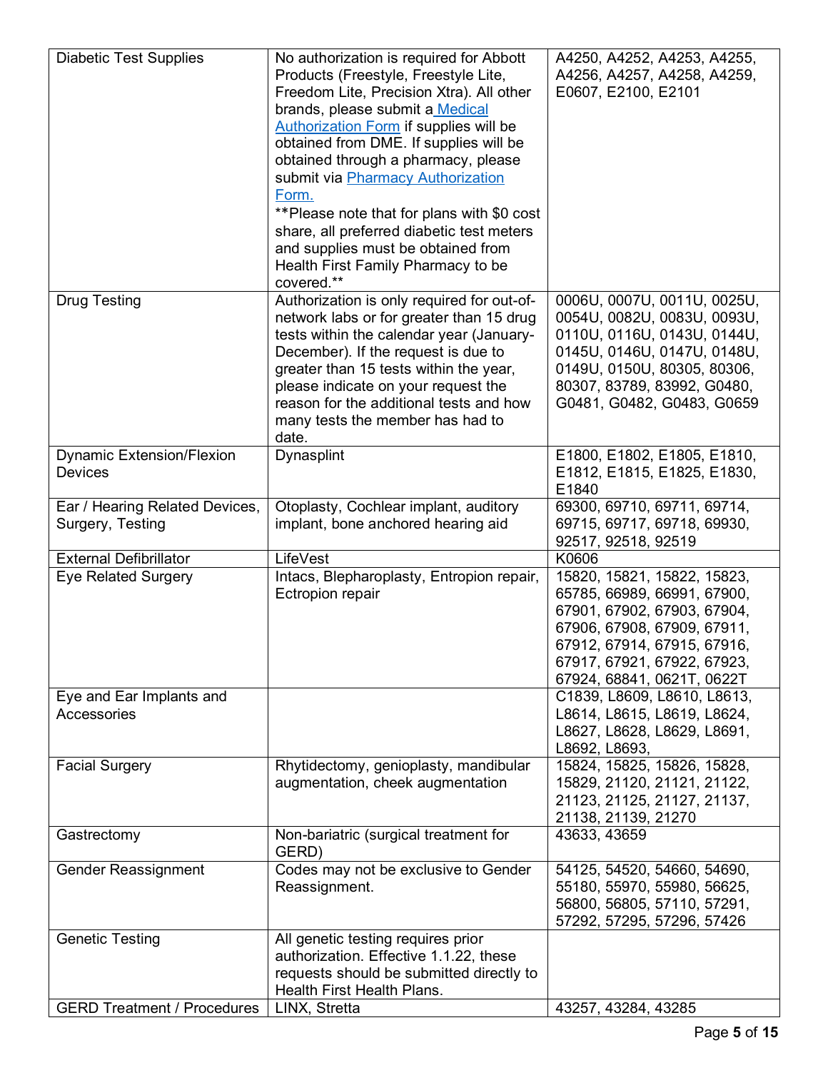| | | |
|---|---|---|
| Diabetic Test Supplies | No authorization is required for Abbott Products (Freestyle, Freestyle Lite, Freedom Lite, Precision Xtra). All other brands, please submit a Medical Authorization Form if supplies will be obtained from DME. If supplies will be obtained through a pharmacy, please submit via Pharmacy Authorization Form.<br>**Please note that for plans with $0 cost share, all preferred diabetic test meters and supplies must be obtained from Health First Family Pharmacy to be covered.** | A4250, A4252, A4253, A4255, A4256, A4257, A4258, A4259, E0607, E2100, E2101 |
| Drug Testing | Authorization is only required for out-of-network labs or for greater than 15 drug tests within the calendar year (January-December). If the request is due to greater than 15 tests within the year, please indicate on your request the reason for the additional tests and how many tests the member has had to date. | 0006U, 0007U, 0011U, 0025U, 0054U, 0082U, 0083U, 0093U, 0110U, 0116U, 0143U, 0144U, 0145U, 0146U, 0147U, 0148U, 0149U, 0150U, 80305, 80306, 80307, 83789, 83992, G0480, G0481, G0482, G0483, G0659 |
| Dynamic Extension/Flexion Devices | Dynasplint | E1800, E1802, E1805, E1810, E1812, E1815, E1825, E1830, E1840 |
| Ear / Hearing Related Devices, Surgery, Testing | Otoplasty, Cochlear implant, auditory implant, bone anchored hearing aid | 69300, 69710, 69711, 69714, 69715, 69717, 69718, 69930, 92517, 92518, 92519 |
| External Defibrillator | LifeVest | K0606 |
| Eye Related Surgery | Intacs, Blepharoplasty, Entropion repair, Ectropion repair | 15820, 15821, 15822, 15823, 65785, 66989, 66991, 67900, 67901, 67902, 67903, 67904, 67906, 67908, 67909, 67911, 67912, 67914, 67915, 67916, 67917, 67921, 67922, 67923, 67924, 68841, 0621T, 0622T |
| Eye and Ear Implants and Accessories | | C1839, L8609, L8610, L8613, L8614, L8615, L8619, L8624, L8627, L8628, L8629, L8691, L8692, L8693, |
| Facial Surgery | Rhytidectomy, genioplasty, mandibular augmentation, cheek augmentation | 15824, 15825, 15826, 15828, 15829, 21120, 21121, 21122, 21123, 21125, 21127, 21137, 21138, 21139, 21270 |
| Gastrectomy | Non-bariatric (surgical treatment for GERD) | 43633, 43659 |
| Gender Reassignment | Codes may not be exclusive to Gender Reassignment. | 54125, 54520, 54660, 54690, 55180, 55970, 55980, 56625, 56800, 56805, 57110, 57291, 57292, 57295, 57296, 57426 |
| Genetic Testing | All genetic testing requires prior authorization. Effective 1.1.22, these requests should be submitted directly to Health First Health Plans. | |
| GERD Treatment / Procedures | LINX, Stretta | 43257, 43284, 43285 |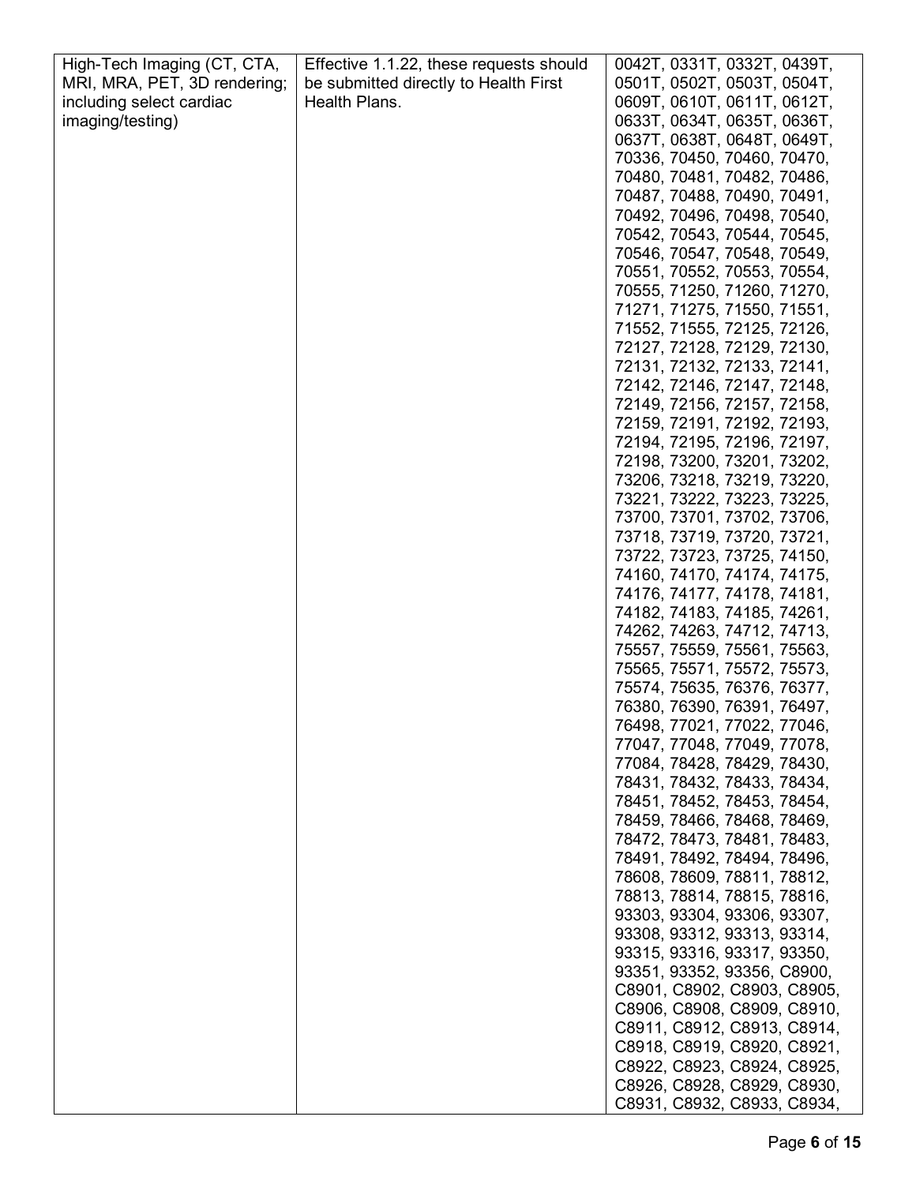| High-Tech Imaging (CT, CTA, MRI, MRA, PET, 3D rendering; including select cardiac imaging/testing) | Effective 1.1.22, these requests should be submitted directly to Health First Health Plans. | 0042T, 0331T, 0332T, 0439T, 0501T, 0502T, 0503T, 0504T, 0609T, 0610T, 0611T, 0612T, 0633T, 0634T, 0635T, 0636T, 0637T, 0638T, 0648T, 0649T, 70336, 70450, 70460, 70470, 70480, 70481, 70482, 70486, 70487, 70488, 70490, 70491, 70492, 70496, 70498, 70540, 70542, 70543, 70544, 70545, 70546, 70547, 70548, 70549, 70551, 70552, 70553, 70554, 70555, 71250, 71260, 71270, 71271, 71275, 71550, 71551, 71552, 71555, 72125, 72126, 72127, 72128, 72129, 72130, 72131, 72132, 72133, 72141, 72142, 72146, 72147, 72148, 72149, 72156, 72157, 72158, 72159, 72191, 72192, 72193, 72194, 72195, 72196, 72197, 72198, 73200, 73201, 73202, 73206, 73218, 73219, 73220, 73221, 73222, 73223, 73225, 73700, 73701, 73702, 73706, 73718, 73719, 73720, 73721, 73722, 73723, 73725, 74150, 74160, 74170, 74174, 74175, 74176, 74177, 74178, 74181, 74182, 74183, 74185, 74261, 74262, 74263, 74712, 74713, 75557, 75559, 75561, 75563, 75565, 75571, 75572, 75573, 75574, 75635, 76376, 76377, 76380, 76390, 76391, 76497, 76498, 77021, 77022, 77046, 77047, 77048, 77049, 77078, 77084, 78428, 78429, 78430, 78431, 78432, 78433, 78434, 78451, 78452, 78453, 78454, 78459, 78466, 78468, 78469, 78472, 78473, 78481, 78483, 78491, 78492, 78494, 78496, 78608, 78609, 78811, 78812, 78813, 78814, 78815, 78816, 93303, 93304, 93306, 93307, 93308, 93312, 93313, 93314, 93315, 93316, 93317, 93350, 93351, 93352, 93356, C8900, C8901, C8902, C8903, C8905, C8906, C8908, C8909, C8910, C8911, C8912, C8913, C8914, C8918, C8919, C8920, C8921, C8922, C8923, C8924, C8925, C8926, C8928, C8929, C8930, C8931, C8932, C8933, C8934, |
|---|---|---|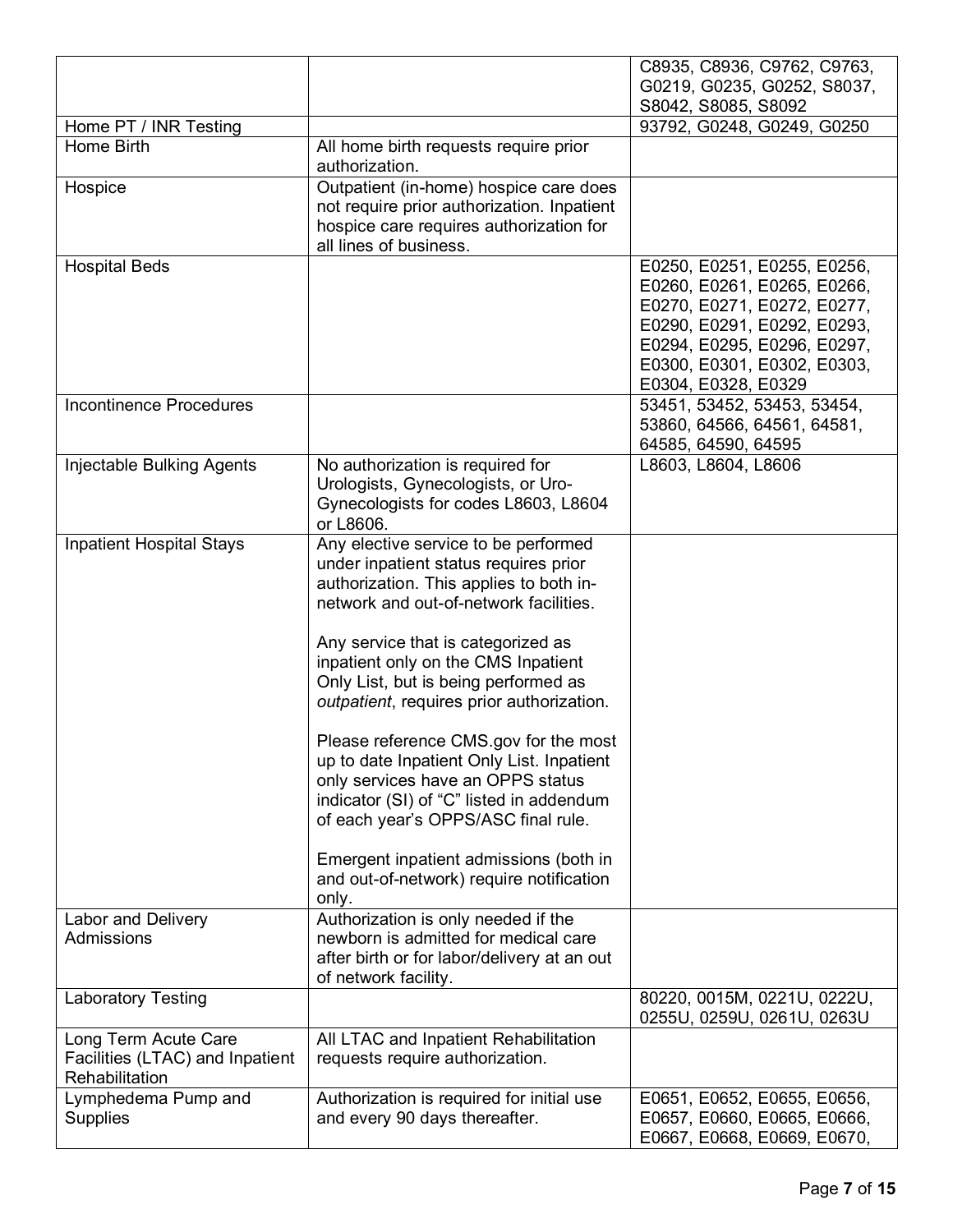|  |  |  |
|---|---|---|
|  |  | C8935, C8936, C9762, C9763, G0219, G0235, G0252, S8037, S8042, S8085, S8092 |
| Home PT / INR Testing |  | 93792, G0248, G0249, G0250 |
| Home Birth | All home birth requests require prior authorization. |  |
| Hospice | Outpatient (in-home) hospice care does not require prior authorization. Inpatient hospice care requires authorization for all lines of business. |  |
| Hospital Beds |  | E0250, E0251, E0255, E0256, E0260, E0261, E0265, E0266, E0270, E0271, E0272, E0277, E0290, E0291, E0292, E0293, E0294, E0295, E0296, E0297, E0300, E0301, E0302, E0303, E0304, E0328, E0329 |
| Incontinence Procedures |  | 53451, 53452, 53453, 53454, 53860, 64566, 64561, 64581, 64585, 64590, 64595 |
| Injectable Bulking Agents | No authorization is required for Urologists, Gynecologists, or Uro-Gynecologists for codes L8603, L8604 or L8606. | L8603, L8604, L8606 |
| Inpatient Hospital Stays | Any elective service to be performed under inpatient status requires prior authorization. This applies to both in-network and out-of-network facilities.<br><br>Any service that is categorized as inpatient only on the CMS Inpatient Only List, but is being performed as *outpatient*, requires prior authorization.<br><br>Please reference CMS.gov for the most up to date Inpatient Only List. Inpatient only services have an OPPS status indicator (SI) of "C" listed in addendum of each year's OPPS/ASC final rule.<br><br>Emergent inpatient admissions (both in and out-of-network) require notification only. |  |
| Labor and Delivery Admissions | Authorization is only needed if the newborn is admitted for medical care after birth or for labor/delivery at an out of network facility. |  |
| Laboratory Testing |  | 80220, 0015M, 0221U, 0222U, 0255U, 0259U, 0261U, 0263U |
| Long Term Acute Care Facilities (LTAC) and Inpatient Rehabilitation | All LTAC and Inpatient Rehabilitation requests require authorization. |  |
| Lymphedema Pump and Supplies | Authorization is required for initial use and every 90 days thereafter. | E0651, E0652, E0655, E0656, E0657, E0660, E0665, E0666, E0667, E0668, E0669, E0670, |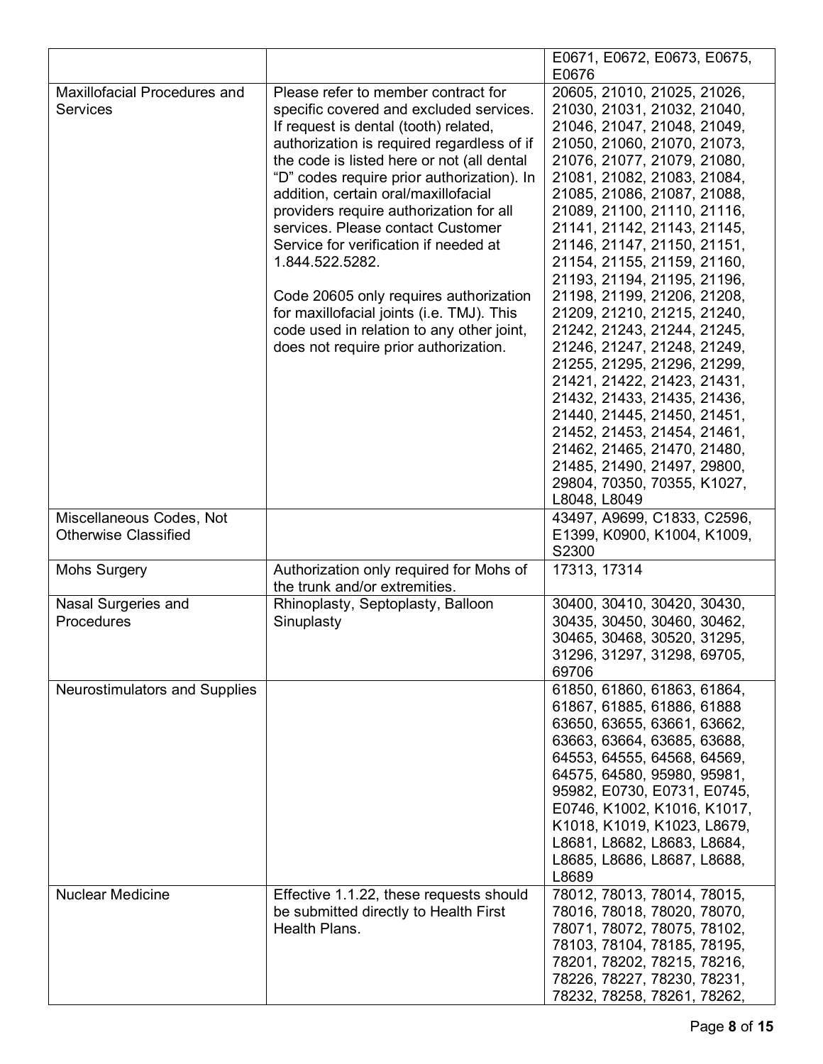| | | |
|---|---|---|
| | | E0671, E0672, E0673, E0675, E0676 |
| Maxillofacial Procedures and Services | Please refer to member contract for specific covered and excluded services. If request is dental (tooth) related, authorization is required regardless of if the code is listed here or not (all dental "D" codes require prior authorization). In addition, certain oral/maxillofacial providers require authorization for all services. Please contact Customer Service for verification if needed at 1.844.522.5282.<br><br>Code 20605 only requires authorization for maxillofacial joints (i.e. TMJ). This code used in relation to any other joint, does not require prior authorization. | 20605, 21010, 21025, 21026, 21030, 21031, 21032, 21040, 21046, 21047, 21048, 21049, 21050, 21060, 21070, 21073, 21076, 21077, 21079, 21080, 21081, 21082, 21083, 21084, 21085, 21086, 21087, 21088, 21089, 21100, 21110, 21116, 21141, 21142, 21143, 21145, 21146, 21147, 21150, 21151, 21154, 21155, 21159, 21160, 21193, 21194, 21195, 21196, 21198, 21199, 21206, 21208, 21209, 21210, 21215, 21240, 21242, 21243, 21244, 21245, 21246, 21247, 21248, 21249, 21255, 21295, 21296, 21299, 21421, 21422, 21423, 21431, 21432, 21433, 21435, 21436, 21440, 21445, 21450, 21451, 21452, 21453, 21454, 21461, 21462, 21465, 21470, 21480, 21485, 21490, 21497, 29800, 29804, 70350, 70355, K1027, L8048, L8049 |
| Miscellaneous Codes, Not Otherwise Classified | | 43497, A9699, C1833, C2596, E1399, K0900, K1004, K1009, S2300 |
| Mohs Surgery | Authorization only required for Mohs of the trunk and/or extremities. | 17313, 17314 |
| Nasal Surgeries and Procedures | Rhinoplasty, Septoplasty, Balloon Sinuplasty | 30400, 30410, 30420, 30430, 30435, 30450, 30460, 30462, 30465, 30468, 30520, 31295, 31296, 31297, 31298, 69705, 69706 |
| Neurostimulators and Supplies | | 61850, 61860, 61863, 61864, 61867, 61885, 61886, 61888 63650, 63655, 63661, 63662, 63663, 63664, 63685, 63688, 64553, 64555, 64568, 64569, 64575, 64580, 95980, 95981, 95982, E0730, E0731, E0745, E0746, K1002, K1016, K1017, K1018, K1019, K1023, L8679, L8681, L8682, L8683, L8684, L8685, L8686, L8687, L8688, L8689 |
| Nuclear Medicine | Effective 1.1.22, these requests should be submitted directly to Health First Health Plans. | 78012, 78013, 78014, 78015, 78016, 78018, 78020, 78070, 78071, 78072, 78075, 78102, 78103, 78104, 78185, 78195, 78201, 78202, 78215, 78216, 78226, 78227, 78230, 78231, 78232, 78258, 78261, 78262, |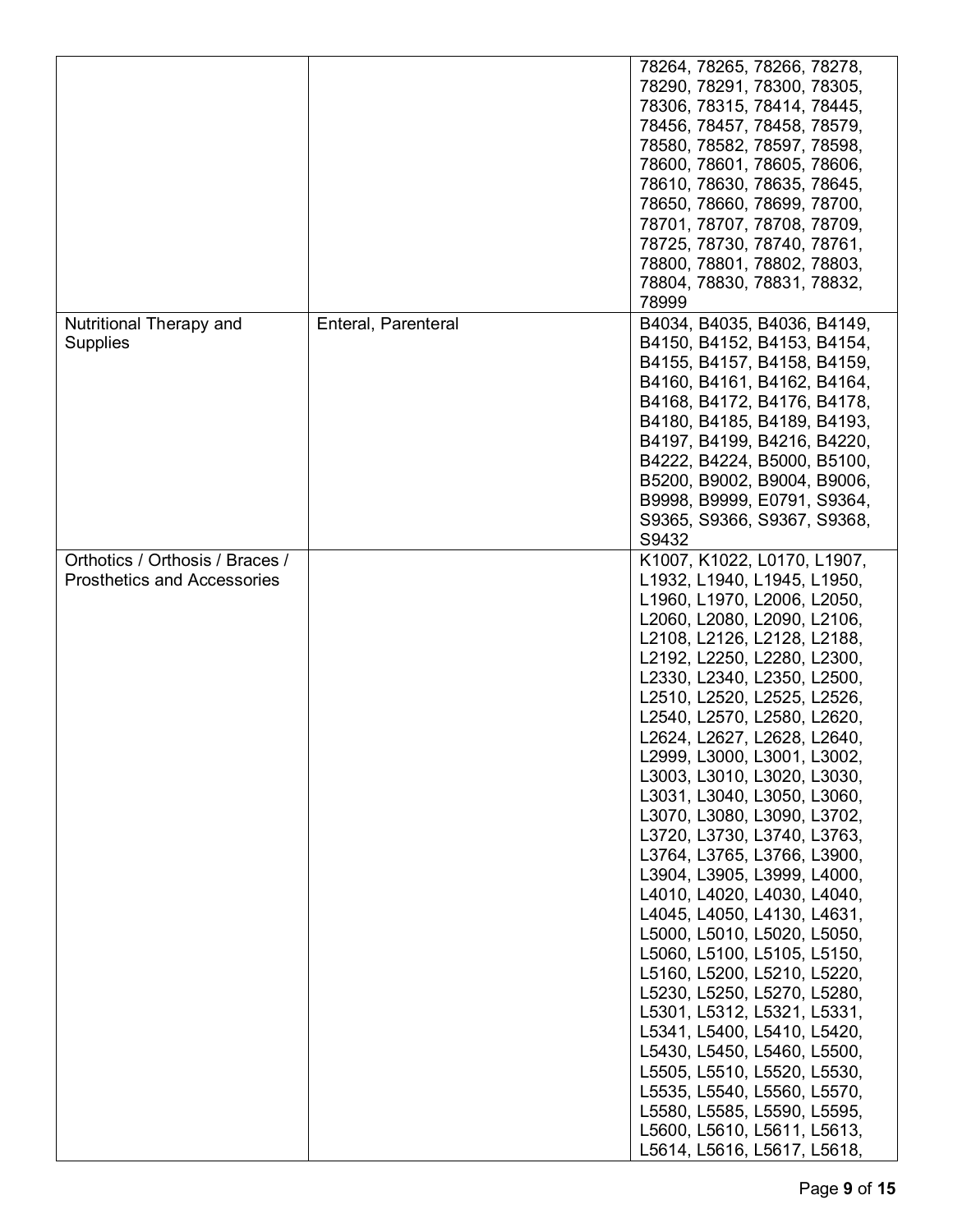| | | |
|---|---|---|
| | | 78264, 78265, 78266, 78278, 78290, 78291, 78300, 78305, 78306, 78315, 78414, 78445, 78456, 78457, 78458, 78579, 78580, 78582, 78597, 78598, 78600, 78601, 78605, 78606, 78610, 78630, 78635, 78645, 78650, 78660, 78699, 78700, 78701, 78707, 78708, 78709, 78725, 78730, 78740, 78761, 78800, 78801, 78802, 78803, 78804, 78830, 78831, 78832, 78999 |
| Nutritional Therapy and Supplies | Enteral, Parenteral | B4034, B4035, B4036, B4149, B4150, B4152, B4153, B4154, B4155, B4157, B4158, B4159, B4160, B4161, B4162, B4164, B4168, B4172, B4176, B4178, B4180, B4185, B4189, B4193, B4197, B4199, B4216, B4220, B4222, B4224, B5000, B5100, B5200, B9002, B9004, B9006, B9998, B9999, E0791, S9364, S9365, S9366, S9367, S9368, S9432 |
| Orthotics / Orthosis / Braces / Prosthetics and Accessories | | K1007, K1022, L0170, L1907, L1932, L1940, L1945, L1950, L1960, L1970, L2006, L2050, L2060, L2080, L2090, L2106, L2108, L2126, L2128, L2188, L2192, L2250, L2280, L2300, L2330, L2340, L2350, L2500, L2510, L2520, L2525, L2526, L2540, L2570, L2580, L2620, L2624, L2627, L2628, L2640, L2999, L3000, L3001, L3002, L3003, L3010, L3020, L3030, L3031, L3040, L3050, L3060, L3070, L3080, L3090, L3702, L3720, L3730, L3740, L3763, L3764, L3765, L3766, L3900, L3904, L3905, L3999, L4000, L4010, L4020, L4030, L4040, L4045, L4050, L4130, L4631, L5000, L5010, L5020, L5050, L5060, L5100, L5105, L5150, L5160, L5200, L5210, L5220, L5230, L5250, L5270, L5280, L5301, L5312, L5321, L5331, L5341, L5400, L5410, L5420, L5430, L5450, L5460, L5500, L5505, L5510, L5520, L5530, L5535, L5540, L5560, L5570, L5580, L5585, L5590, L5595, L5600, L5610, L5611, L5613, L5614, L5616, L5617, L5618, |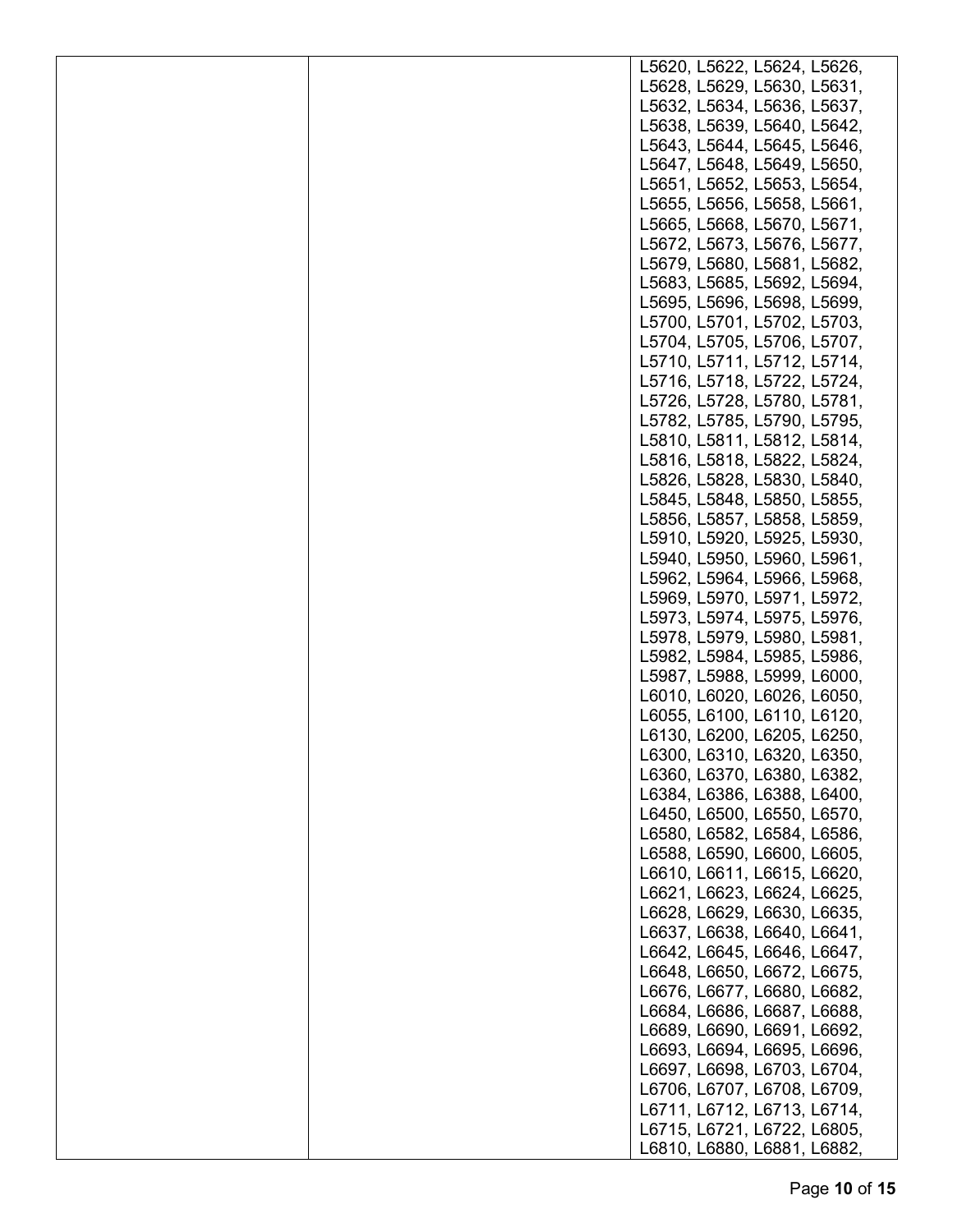| | | |
|---|---|---|
| | | L5620, L5622, L5624, L5626, L5628, L5629, L5630, L5631, L5632, L5634, L5636, L5637, L5638, L5639, L5640, L5642, L5643, L5644, L5645, L5646, L5647, L5648, L5649, L5650, L5651, L5652, L5653, L5654, L5655, L5656, L5658, L5661, L5665, L5668, L5670, L5671, L5672, L5673, L5676, L5677, L5679, L5680, L5681, L5682, L5683, L5685, L5692, L5694, L5695, L5696, L5698, L5699, L5700, L5701, L5702, L5703, L5704, L5705, L5706, L5707, L5710, L5711, L5712, L5714, L5716, L5718, L5722, L5724, L5726, L5728, L5780, L5781, L5782, L5785, L5790, L5795, L5810, L5811, L5812, L5814, L5816, L5818, L5822, L5824, L5826, L5828, L5830, L5840, L5845, L5848, L5850, L5855, L5856, L5857, L5858, L5859, L5910, L5920, L5925, L5930, L5940, L5950, L5960, L5961, L5962, L5964, L5966, L5968, L5969, L5970, L5971, L5972, L5973, L5974, L5975, L5976, L5978, L5979, L5980, L5981, L5982, L5984, L5985, L5986, L5987, L5988, L5999, L6000, L6010, L6020, L6026, L6050, L6055, L6100, L6110, L6120, L6130, L6200, L6205, L6250, L6300, L6310, L6320, L6350, L6360, L6370, L6380, L6382, L6384, L6386, L6388, L6400, L6450, L6500, L6550, L6570, L6580, L6582, L6584, L6586, L6588, L6590, L6600, L6605, L6610, L6611, L6615, L6620, L6621, L6623, L6624, L6625, L6628, L6629, L6630, L6635, L6637, L6638, L6640, L6641, L6642, L6645, L6646, L6647, L6648, L6650, L6672, L6675, L6676, L6677, L6680, L6682, L6684, L6686, L6687, L6688, L6689, L6690, L6691, L6692, L6693, L6694, L6695, L6696, L6697, L6698, L6703, L6704, L6706, L6707, L6708, L6709, L6711, L6712, L6713, L6714, L6715, L6721, L6722, L6805, L6810, L6880, L6881, L6882, |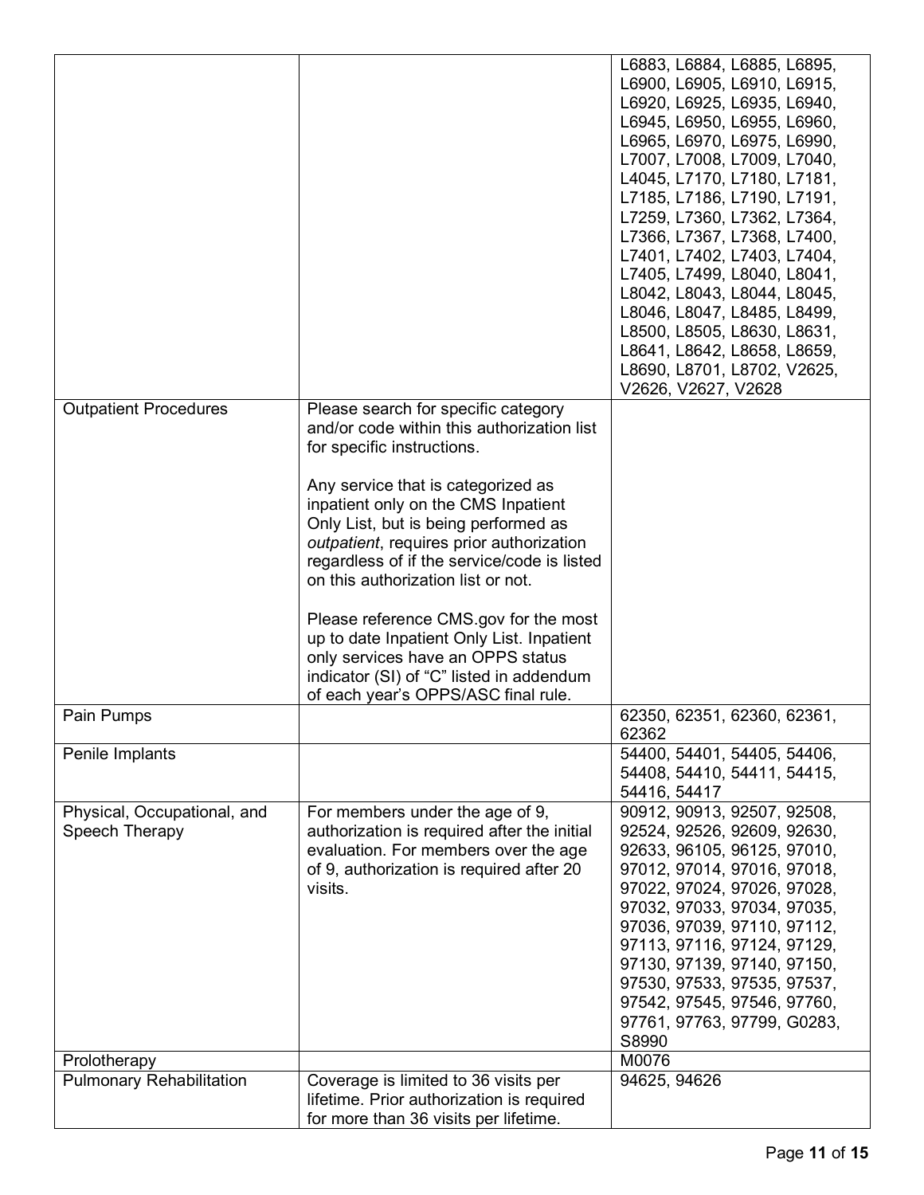| | | |
|---|---|---|
| | | L6883, L6884, L6885, L6895, L6900, L6905, L6910, L6915, L6920, L6925, L6935, L6940, L6945, L6950, L6955, L6960, L6965, L6970, L6975, L6990, L7007, L7008, L7009, L7040, L4045, L7170, L7180, L7181, L7185, L7186, L7190, L7191, L7259, L7360, L7362, L7364, L7366, L7367, L7368, L7400, L7401, L7402, L7403, L7404, L7405, L7499, L8040, L8041, L8042, L8043, L8044, L8045, L8046, L8047, L8485, L8499, L8500, L8505, L8630, L8631, L8641, L8642, L8658, L8659, L8690, L8701, L8702, V2625, V2626, V2627, V2628 |
| Outpatient Procedures | Please search for specific category and/or code within this authorization list for specific instructions.<br><br>Any service that is categorized as inpatient only on the CMS Inpatient Only List, but is being performed as *outpatient*, requires prior authorization regardless of if the service/code is listed on this authorization list or not.<br><br>Please reference CMS.gov for the most up to date Inpatient Only List. Inpatient only services have an OPPS status indicator (SI) of "C" listed in addendum of each year's OPPS/ASC final rule. | |
| Pain Pumps | | 62350, 62351, 62360, 62361, 62362 |
| Penile Implants | | 54400, 54401, 54405, 54406, 54408, 54410, 54411, 54415, 54416, 54417 |
| Physical, Occupational, and Speech Therapy | For members under the age of 9, authorization is required after the initial evaluation. For members over the age of 9, authorization is required after 20 visits. | 90912, 90913, 92507, 92508, 92524, 92526, 92609, 92630, 92633, 96105, 96125, 97010, 97012, 97014, 97016, 97018, 97022, 97024, 97026, 97028, 97032, 97033, 97034, 97035, 97036, 97039, 97110, 97112, 97113, 97116, 97124, 97129, 97130, 97139, 97140, 97150, 97530, 97533, 97535, 97537, 97542, 97545, 97546, 97760, 97761, 97763, 97799, G0283, S8990 |
| Prolotherapy | | M0076 |
| Pulmonary Rehabilitation | Coverage is limited to 36 visits per lifetime. Prior authorization is required for more than 36 visits per lifetime. | 94625, 94626 |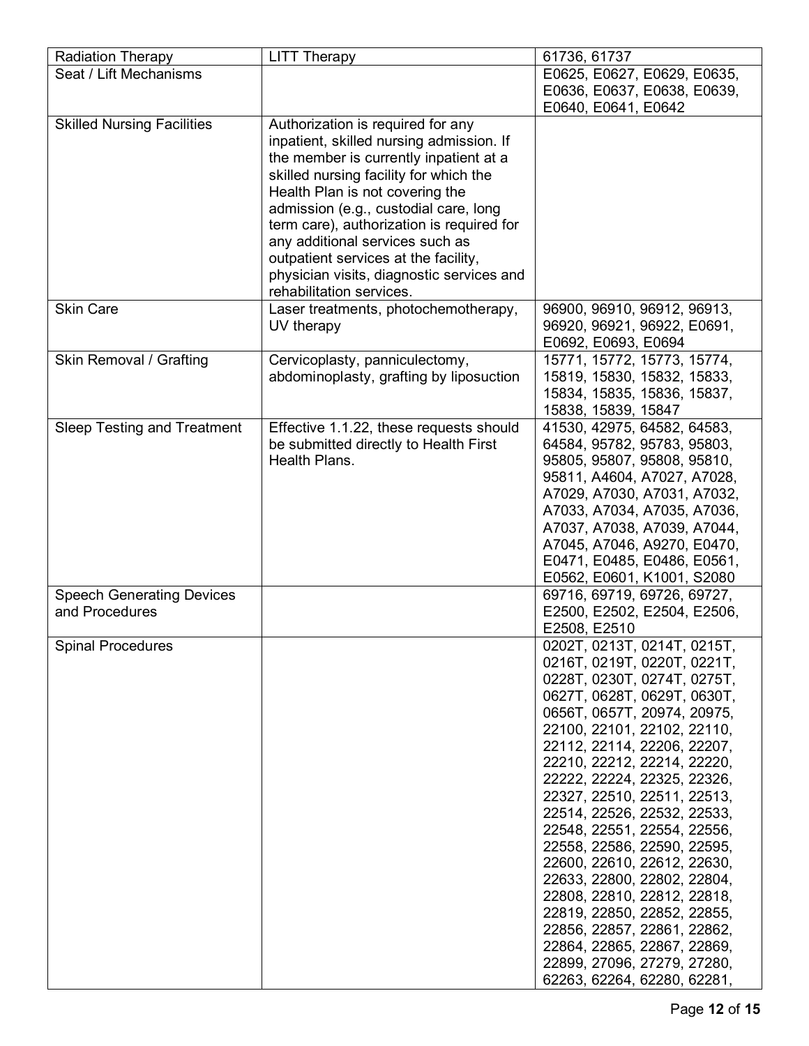| Radiation Therapy | LITT Therapy | 61736, 61737 |
|---|---|---|
| Seat / Lift Mechanisms | | E0625, E0627, E0629, E0635, E0636, E0637, E0638, E0639, E0640, E0641, E0642 |
| Skilled Nursing Facilities | Authorization is required for any inpatient, skilled nursing admission. If the member is currently inpatient at a skilled nursing facility for which the Health Plan is not covering the admission (e.g., custodial care, long term care), authorization is required for any additional services such as outpatient services at the facility, physician visits, diagnostic services and rehabilitation services. | |
| Skin Care | Laser treatments, photochemotherapy, UV therapy | 96900, 96910, 96912, 96913, 96920, 96921, 96922, E0691, E0692, E0693, E0694 |
| Skin Removal / Grafting | Cervicoplasty, panniculectomy, abdominoplasty, grafting by liposuction | 15771, 15772, 15773, 15774, 15819, 15830, 15832, 15833, 15834, 15835, 15836, 15837, 15838, 15839, 15847 |
| Sleep Testing and Treatment | Effective 1.1.22, these requests should be submitted directly to Health First Health Plans. | 41530, 42975, 64582, 64583, 64584, 95782, 95783, 95803, 95805, 95807, 95808, 95810, 95811, A4604, A7027, A7028, A7029, A7030, A7031, A7032, A7033, A7034, A7035, A7036, A7037, A7038, A7039, A7044, A7045, A7046, A9270, E0470, E0471, E0485, E0486, E0561, E0562, E0601, K1001, S2080 |
| Speech Generating Devices and Procedures | | 69716, 69719, 69726, 69727, E2500, E2502, E2504, E2506, E2508, E2510 |
| Spinal Procedures | | 0202T, 0213T, 0214T, 0215T, 0216T, 0219T, 0220T, 0221T, 0228T, 0230T, 0274T, 0275T, 0627T, 0628T, 0629T, 0630T, 0656T, 0657T, 20974, 20975, 22100, 22101, 22102, 22110, 22112, 22114, 22206, 22207, 22210, 22212, 22214, 22220, 22222, 22224, 22325, 22326, 22327, 22510, 22511, 22513, 22514, 22526, 22532, 22533, 22548, 22551, 22554, 22556, 22558, 22586, 22590, 22595, 22600, 22610, 22612, 22630, 22633, 22800, 22802, 22804, 22808, 22810, 22812, 22818, 22819, 22850, 22852, 22855, 22856, 22857, 22861, 22862, 22864, 22865, 22867, 22869, 22899, 27096, 27279, 27280, 62263, 62264, 62280, 62281, |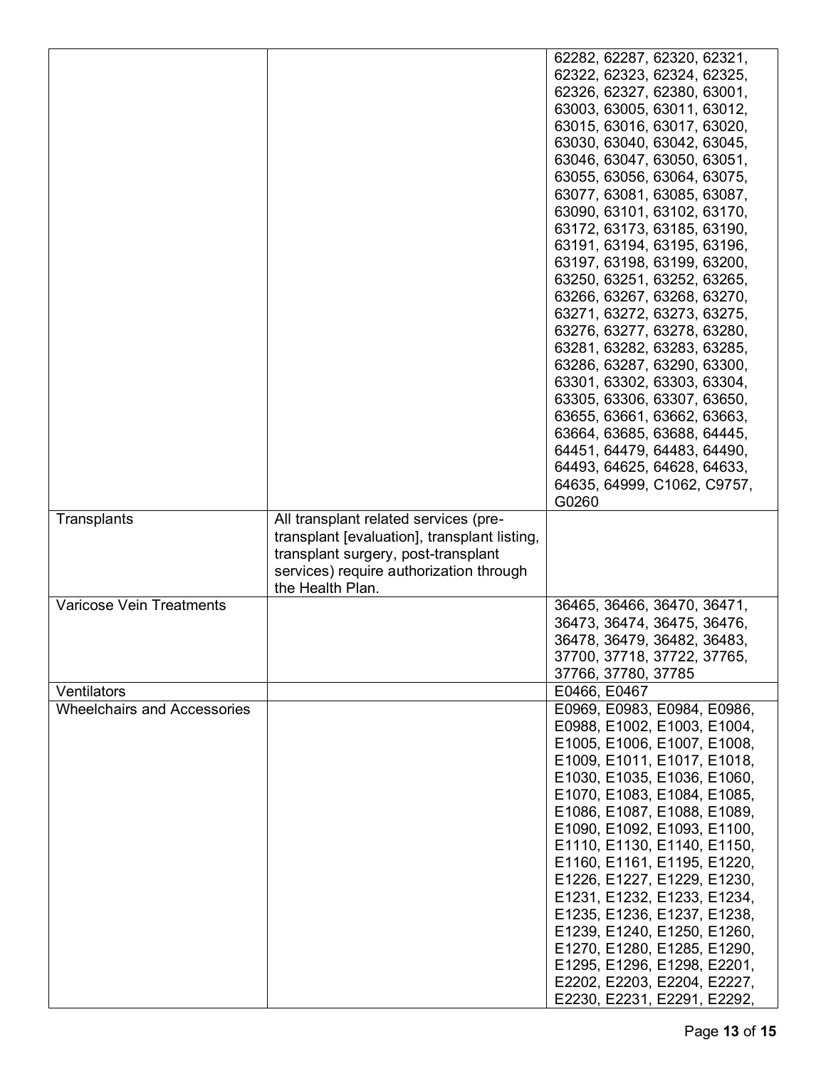| | | |
|---|---|---|
| | | 62282, 62287, 62320, 62321, 62322, 62323, 62324, 62325, 62326, 62327, 62380, 63001, 63003, 63005, 63011, 63012, 63015, 63016, 63017, 63020, 63030, 63040, 63042, 63045, 63046, 63047, 63050, 63051, 63055, 63056, 63064, 63075, 63077, 63081, 63085, 63087, 63090, 63101, 63102, 63170, 63172, 63173, 63185, 63190, 63191, 63194, 63195, 63196, 63197, 63198, 63199, 63200, 63250, 63251, 63252, 63265, 63266, 63267, 63268, 63270, 63271, 63272, 63273, 63275, 63276, 63277, 63278, 63280, 63281, 63282, 63283, 63285, 63286, 63287, 63290, 63300, 63301, 63302, 63303, 63304, 63305, 63306, 63307, 63650, 63655, 63661, 63662, 63663, 63664, 63685, 63688, 64445, 64451, 64479, 64483, 64490, 64493, 64625, 64628, 64633, 64635, 64999, C1062, C9757, G0260 |
| Transplants | All transplant related services (pre-transplant [evaluation], transplant listing, transplant surgery, post-transplant services) require authorization through the Health Plan. | |
| Varicose Vein Treatments | | 36465, 36466, 36470, 36471, 36473, 36474, 36475, 36476, 36478, 36479, 36482, 36483, 37700, 37718, 37722, 37765, 37766, 37780, 37785 |
| Ventilators | | E0466, E0467 |
| Wheelchairs and Accessories | | E0969, E0983, E0984, E0986, E0988, E1002, E1003, E1004, E1005, E1006, E1007, E1008, E1009, E1011, E1017, E1018, E1030, E1035, E1036, E1060, E1070, E1083, E1084, E1085, E1086, E1087, E1088, E1089, E1090, E1092, E1093, E1100, E1110, E1130, E1140, E1150, E1160, E1161, E1195, E1220, E1226, E1227, E1229, E1230, E1231, E1232, E1233, E1234, E1235, E1236, E1237, E1238, E1239, E1240, E1250, E1260, E1270, E1280, E1285, E1290, E1295, E1296, E1298, E2201, E2202, E2203, E2204, E2227, E2230, E2231, E2291, E2292, |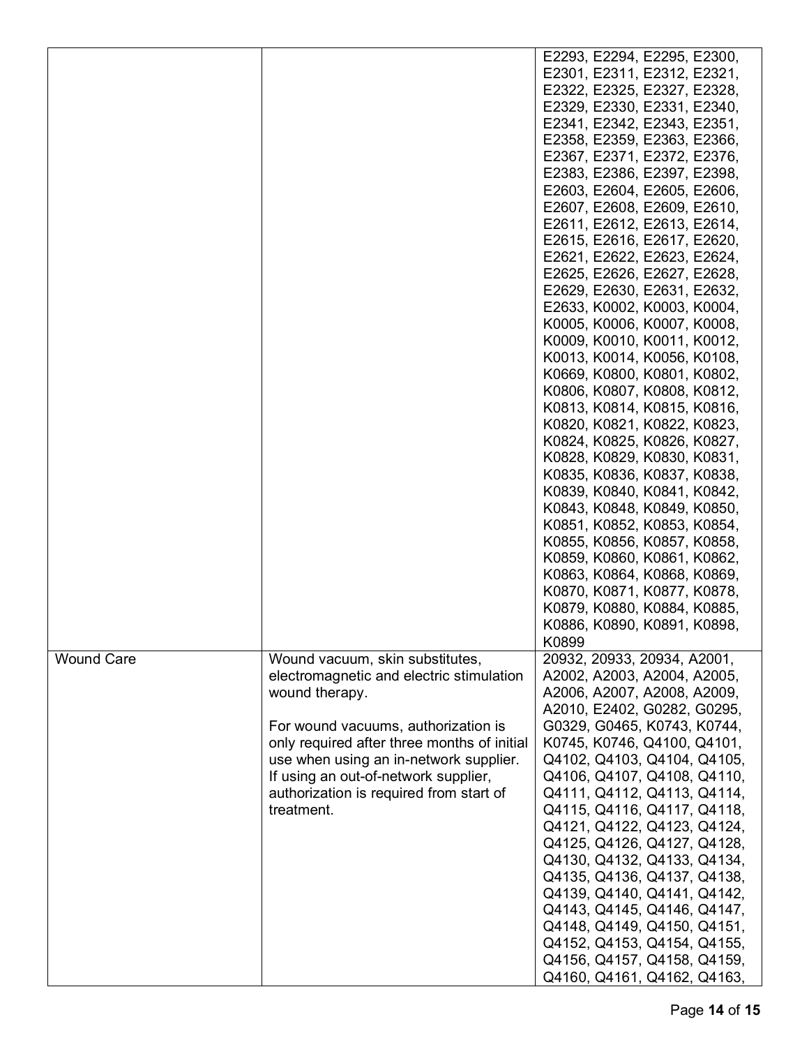| | | |
|---|---|---|
| | | E2293, E2294, E2295, E2300, E2301, E2311, E2312, E2321, E2322, E2325, E2327, E2328, E2329, E2330, E2331, E2340, E2341, E2342, E2343, E2351, E2358, E2359, E2363, E2366, E2367, E2371, E2372, E2376, E2383, E2386, E2397, E2398, E2603, E2604, E2605, E2606, E2607, E2608, E2609, E2610, E2611, E2612, E2613, E2614, E2615, E2616, E2617, E2620, E2621, E2622, E2623, E2624, E2625, E2626, E2627, E2628, E2629, E2630, E2631, E2632, E2633, K0002, K0003, K0004, K0005, K0006, K0007, K0008, K0009, K0010, K0011, K0012, K0013, K0014, K0056, K0108, K0669, K0800, K0801, K0802, K0806, K0807, K0808, K0812, K0813, K0814, K0815, K0816, K0820, K0821, K0822, K0823, K0824, K0825, K0826, K0827, K0828, K0829, K0830, K0831, K0835, K0836, K0837, K0838, K0839, K0840, K0841, K0842, K0843, K0848, K0849, K0850, K0851, K0852, K0853, K0854, K0855, K0856, K0857, K0858, K0859, K0860, K0861, K0862, K0863, K0864, K0868, K0869, K0870, K0871, K0877, K0878, K0879, K0880, K0884, K0885, K0886, K0890, K0891, K0898, K0899 |
| Wound Care | Wound vacuum, skin substitutes, electromagnetic and electric stimulation wound therapy.<br><br>For wound vacuums, authorization is only required after three months of initial use when using an in-network supplier. If using an out-of-network supplier, authorization is required from start of treatment. | 20932, 20933, 20934, A2001, A2002, A2003, A2004, A2005, A2006, A2007, A2008, A2009, A2010, E2402, G0282, G0295, G0329, G0465, K0743, K0744, K0745, K0746, Q4100, Q4101, Q4102, Q4103, Q4104, Q4105, Q4106, Q4107, Q4108, Q4110, Q4111, Q4112, Q4113, Q4114, Q4115, Q4116, Q4117, Q4118, Q4121, Q4122, Q4123, Q4124, Q4125, Q4126, Q4127, Q4128, Q4130, Q4132, Q4133, Q4134, Q4135, Q4136, Q4137, Q4138, Q4139, Q4140, Q4141, Q4142, Q4143, Q4145, Q4146, Q4147, Q4148, Q4149, Q4150, Q4151, Q4152, Q4153, Q4154, Q4155, Q4156, Q4157, Q4158, Q4159, Q4160, Q4161, Q4162, Q4163, |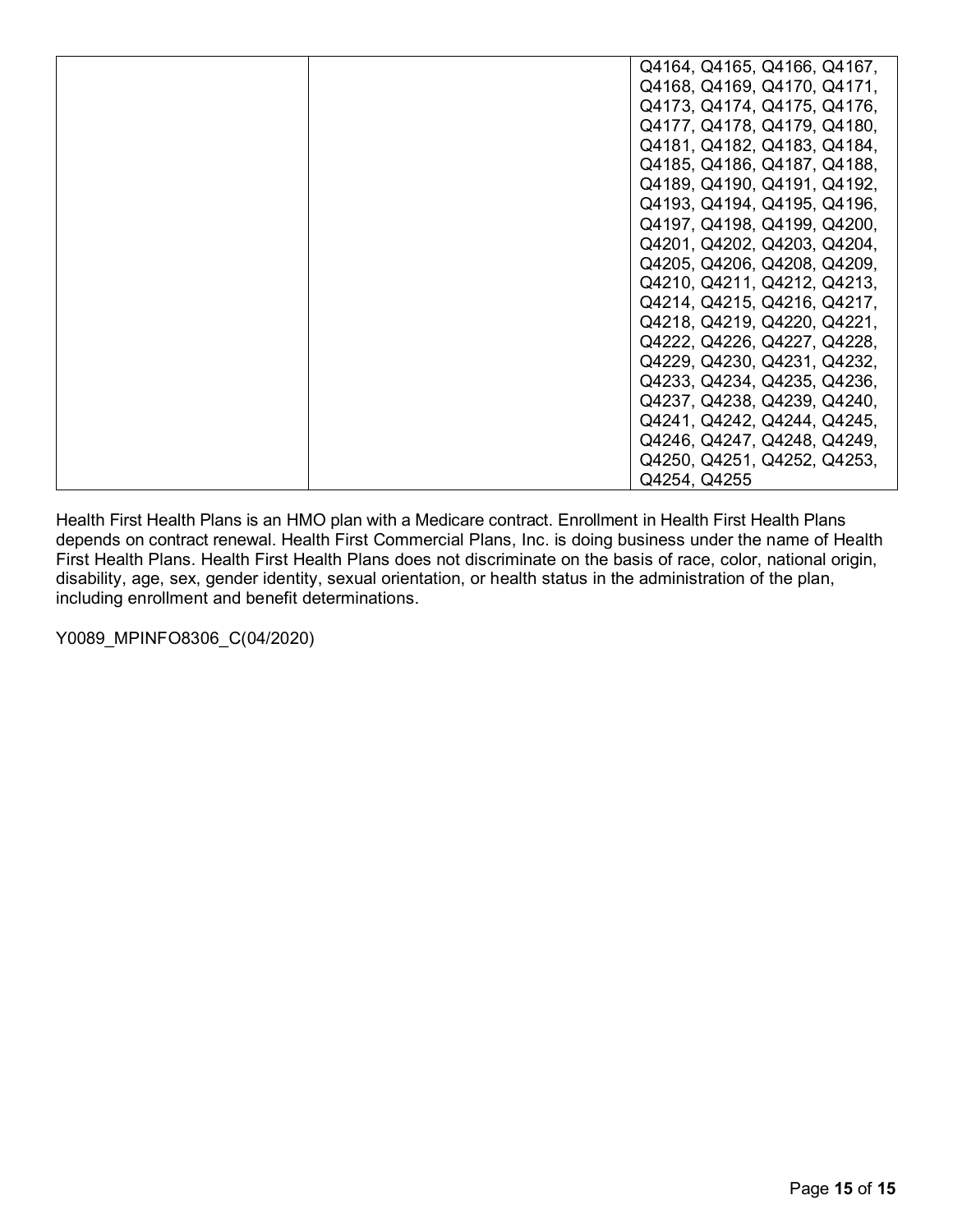| | | |
|---|---|---|
| | | Q4164, Q4165, Q4166, Q4167, Q4168, Q4169, Q4170, Q4171, Q4173, Q4174, Q4175, Q4176, Q4177, Q4178, Q4179, Q4180, Q4181, Q4182, Q4183, Q4184, Q4185, Q4186, Q4187, Q4188, Q4189, Q4190, Q4191, Q4192, Q4193, Q4194, Q4195, Q4196, Q4197, Q4198, Q4199, Q4200, Q4201, Q4202, Q4203, Q4204, Q4205, Q4206, Q4208, Q4209, Q4210, Q4211, Q4212, Q4213, Q4214, Q4215, Q4216, Q4217, Q4218, Q4219, Q4220, Q4221, Q4222, Q4226, Q4227, Q4228, Q4229, Q4230, Q4231, Q4232, Q4233, Q4234, Q4235, Q4236, Q4237, Q4238, Q4239, Q4240, Q4241, Q4242, Q4244, Q4245, Q4246, Q4247, Q4248, Q4249, Q4250, Q4251, Q4252, Q4253, Q4254, Q4255 |

Health First Health Plans is an HMO plan with a Medicare contract. Enrollment in Health First Health Plans depends on contract renewal. Health First Commercial Plans, Inc. is doing business under the name of Health First Health Plans. Health First Health Plans does not discriminate on the basis of race, color, national origin, disability, age, sex, gender identity, sexual orientation, or health status in the administration of the plan, including enrollment and benefit determinations.

Y0089_MPINFO8306_C(04/2020)